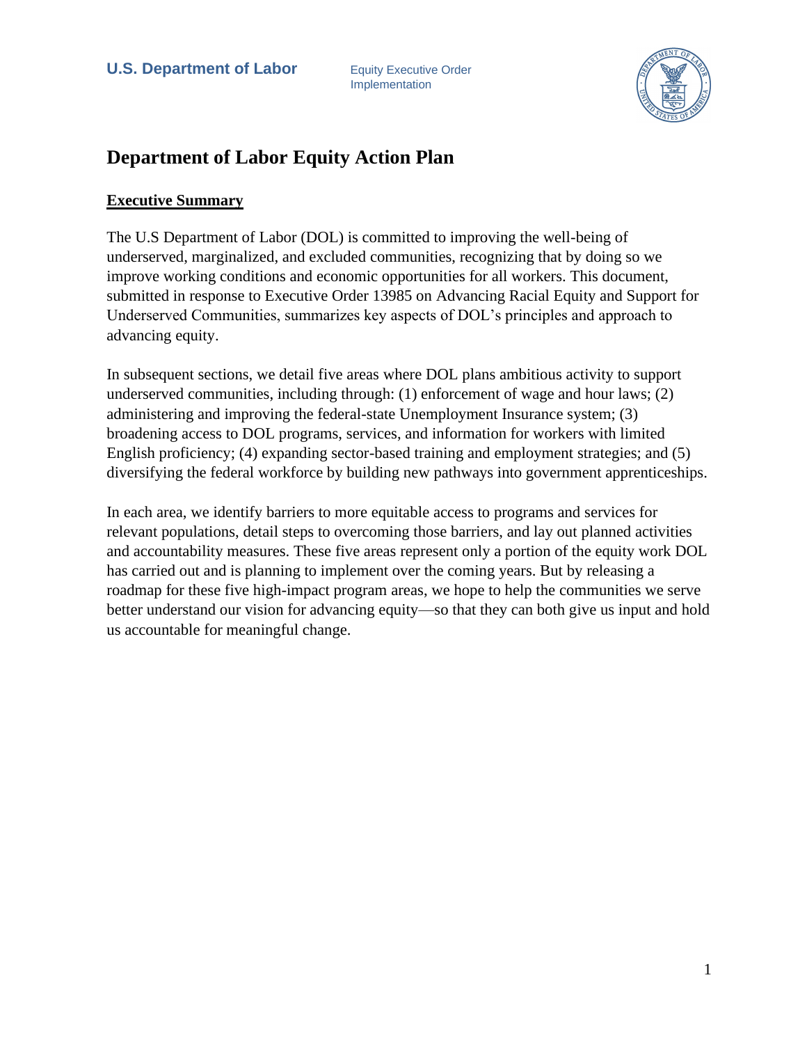# Department of Labor Equity Action Plan

## Executive Summary

The U.S Department of Labor (DOL) is committed to improving the well-being of underserved, marginalized, and excluded communities, recognizing that by doing so we improve working conditions and economic opportunities for all workers. This document, submitted in response to Executive Order 13985 on Advancing Racial Equity and Support for Underserved Communities, summarizes key aspects of DOL's principles and approach to advancing equity.

In subsequent sections, we detail five areas where DOL plans ambitious activity to support underserved communities, including through: (1) enforcement of wage and hour laws; (2) administering and improving the federal-state Unemployment Insurance system; (3) broadening access to DOL programs, services, and information for workers with limited English proficiency; (4) expanding sector-based training and employment strategies; and (5) diversifying the federal workforce by building new pathways into government apprenticeships.

In each area, we identify barriers to more equitable access to programs and services for relevant populations, detail steps to overcoming those barriers, and lay out planned activities and accountability measures. These five areas represent only a portion of the equity work DOL has carried out and is planning to implement over the coming years. But by releasing a roadmap for these five high-impact program areas, we hope to help the communities we serve better understand our vision for advancing equity—so that they can both give us input and hold us accountable for meaningful change.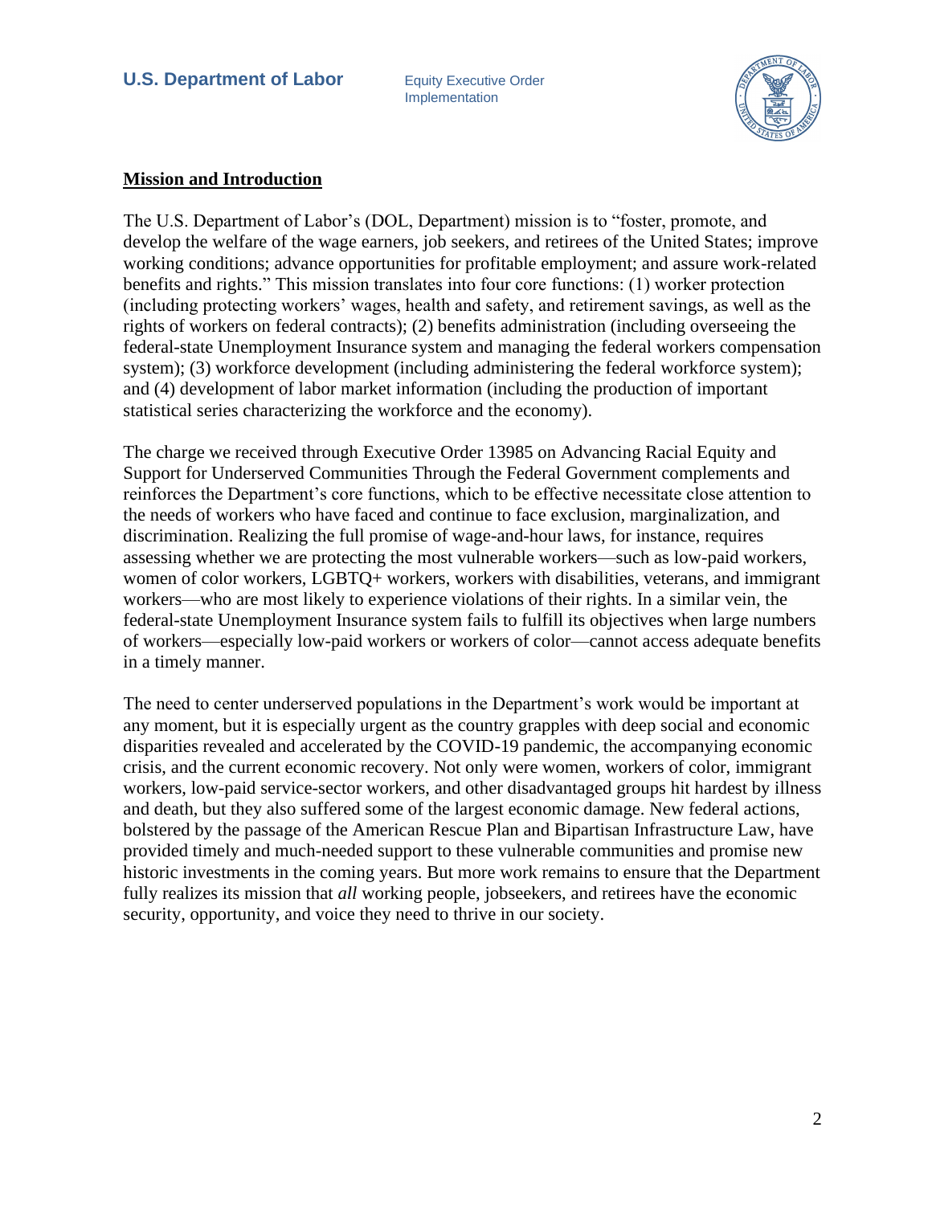## Mission and Introduction

The U.S. Department of Labor's (DOL, Department) mission is to "foster, promote, and develop the welfare of the wage earners, job seekers, and retirees of the United States; improve working conditions; advance opportunities for profitable employment; and assure work-related benefits and rights." This mission translates into four core functions: (1) worker protection (including protecting workers' wages, health and safety, and retirement savings, as well as the rights of workers on federal contracts); (2) benefits administration (including overseeing the federal-state Unemployment Insurance system and managing the federal workers compensation system); (3) workforce development (including administering the federal workforce system); and (4) development of labor market information (including the production of important statistical series characterizing the workforce and the economy).

The charge we received through Executive Order 13985 on Advancing Racial Equity and Support for Underserved Communities Through the Federal Government complements and reinforces the Department's core functions, which to be effective necessitate close attention to the needs of workers who have faced and continue to face exclusion, marginalization, and discrimination. Realizing the full promise of wage-and-hour laws, for instance, requires assessing whether we are protecting the most vulnerable workers—such as low-paid workers, women of color workers, LGBTQ+ workers, workers with disabilities, veterans, and immigrant workers—who are most likely to experience violations of their rights. In a similar vein, the federal-state Unemployment Insurance system fails to fulfill its objectives when large numbers of workers—especially low-paid workers or workers of color—cannot access adequate benefits in a timely manner.

The need to center underserved populations in the Department's work would be important at any moment, but it is especially urgent as the country grapples with deep social and economic disparities revealed and accelerated by the COVID-19 pandemic, the accompanying economic crisis, and the current economic recovery. Not only were women, workers of color, immigrant workers, low-paid service-sector workers, and other disadvantaged groups hit hardest by illness and death, but they also suffered some of the largest economic damage. New federal actions, bolstered by the passage of the American Rescue Plan and Bipartisan Infrastructure Law, have provided timely and much-needed support to these vulnerable communities and promise new historic investments in the coming years. But more work remains to ensure that the Department fully realizes its mission that *all* working people, jobseekers, and retirees have the economic security, opportunity, and voice they need to thrive in our society.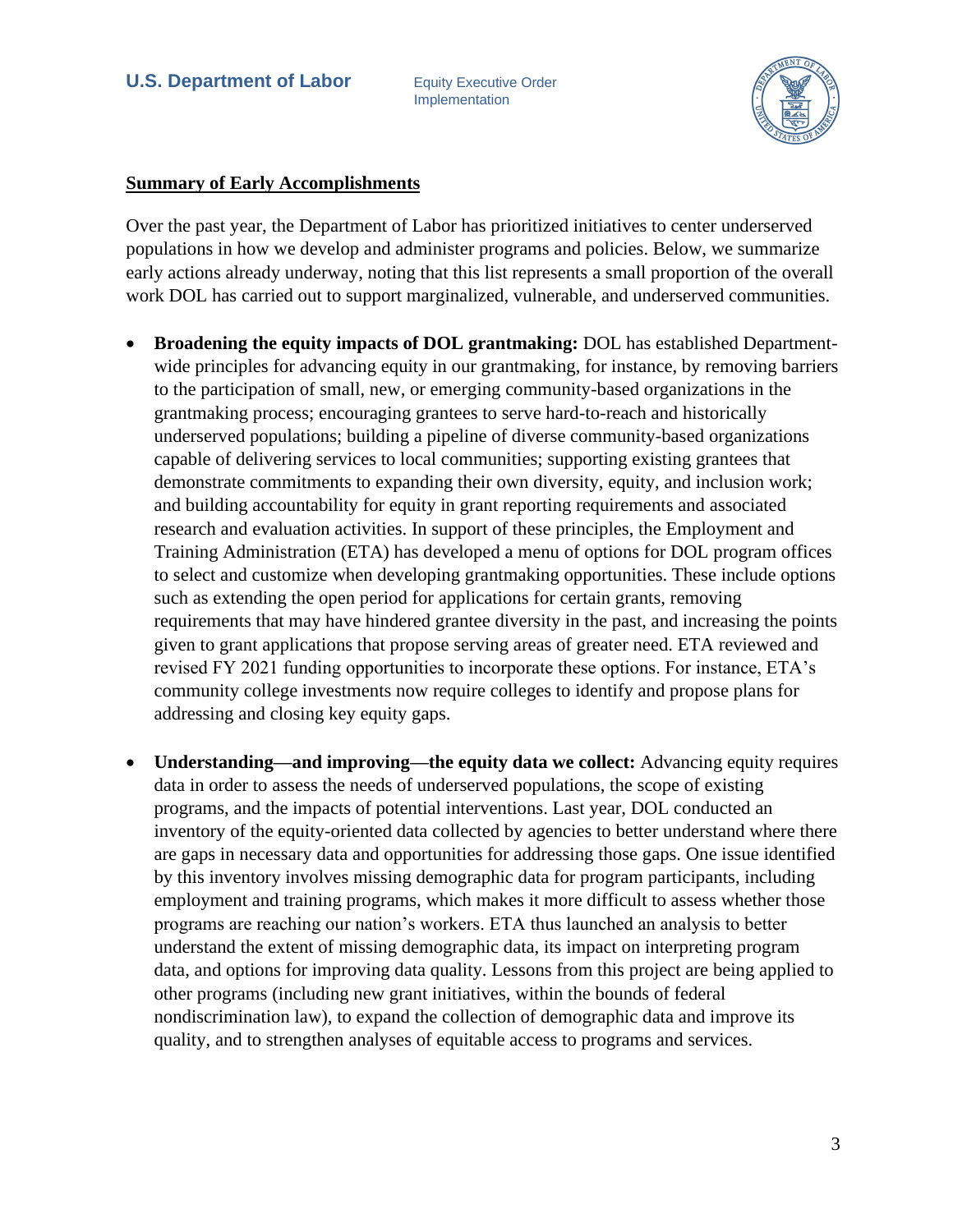**Summary of Early Accomplishments**

Over the past year, the Department of Labor has prioritized initiatives to center underserved populations in how we develop and administer programs and policies. Below, we summarize early actions already underway, noting that this list represents a small proportion of the overall work DOL has carried out to support marginalized, vulnerable, and underserved communities.

- **Broadening the equity impacts of DOL grantmaking:** DOL has established Department-wide principles for advancing equity in our grantmaking, for instance, by removing barriers to the participation of small, new, or emerging community-based organizations in the grantmaking process; encouraging grantees to serve hard-to-reach and historically underserved populations; building a pipeline of diverse community-based organizations capable of delivering services to local communities; supporting existing grantees that demonstrate commitments to expanding their own diversity, equity, and inclusion work; and building accountability for equity in grant reporting requirements and associated research and evaluation activities. In support of these principles, the Employment and Training Administration (ETA) has developed a menu of options for DOL program offices to select and customize when developing grantmaking opportunities. These include options such as extending the open period for applications for certain grants, removing requirements that may have hindered grantee diversity in the past, and increasing the points given to grant applications that propose serving areas of greater need. ETA reviewed and revised FY 2021 funding opportunities to incorporate these options. For instance, ETA's community college investments now require colleges to identify and propose plans for addressing and closing key equity gaps.

- **Understanding—and improving—the equity data we collect:** Advancing equity requires data in order to assess the needs of underserved populations, the scope of existing programs, and the impacts of potential interventions. Last year, DOL conducted an inventory of the equity-oriented data collected by agencies to better understand where there are gaps in necessary data and opportunities for addressing those gaps. One issue identified by this inventory involves missing demographic data for program participants, including employment and training programs, which makes it more difficult to assess whether those programs are reaching our nation's workers. ETA thus launched an analysis to better understand the extent of missing demographic data, its impact on interpreting program data, and options for improving data quality. Lessons from this project are being applied to other programs (including new grant initiatives, within the bounds of federal nondiscrimination law), to expand the collection of demographic data and improve its quality, and to strengthen analyses of equitable access to programs and services.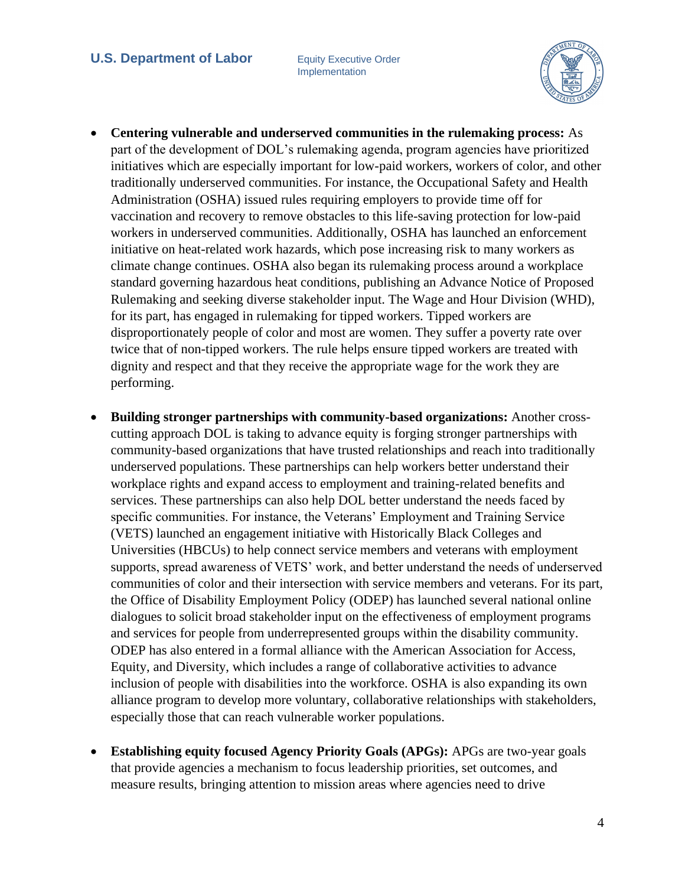- **Centering vulnerable and underserved communities in the rulemaking process:** As part of the development of DOL's rulemaking agenda, program agencies have prioritized initiatives which are especially important for low-paid workers, workers of color, and other traditionally underserved communities. For instance, the Occupational Safety and Health Administration (OSHA) issued rules requiring employers to provide time off for vaccination and recovery to remove obstacles to this life-saving protection for low-paid workers in underserved communities. Additionally, OSHA has launched an enforcement initiative on heat-related work hazards, which pose increasing risk to many workers as climate change continues. OSHA also began its rulemaking process around a workplace standard governing hazardous heat conditions, publishing an Advance Notice of Proposed Rulemaking and seeking diverse stakeholder input. The Wage and Hour Division (WHD), for its part, has engaged in rulemaking for tipped workers. Tipped workers are disproportionately people of color and most are women. They suffer a poverty rate over twice that of non-tipped workers. The rule helps ensure tipped workers are treated with dignity and respect and that they receive the appropriate wage for the work they are performing.

- **Building stronger partnerships with community-based organizations:** Another cross-cutting approach DOL is taking to advance equity is forging stronger partnerships with community-based organizations that have trusted relationships and reach into traditionally underserved populations. These partnerships can help workers better understand their workplace rights and expand access to employment and training-related benefits and services. These partnerships can also help DOL better understand the needs faced by specific communities. For instance, the Veterans' Employment and Training Service (VETS) launched an engagement initiative with Historically Black Colleges and Universities (HBCUs) to help connect service members and veterans with employment supports, spread awareness of VETS' work, and better understand the needs of underserved communities of color and their intersection with service members and veterans. For its part, the Office of Disability Employment Policy (ODEP) has launched several national online dialogues to solicit broad stakeholder input on the effectiveness of employment programs and services for people from underrepresented groups within the disability community. ODEP has also entered in a formal alliance with the American Association for Access, Equity, and Diversity, which includes a range of collaborative activities to advance inclusion of people with disabilities into the workforce. OSHA is also expanding its own alliance program to develop more voluntary, collaborative relationships with stakeholders, especially those that can reach vulnerable worker populations.

- **Establishing equity focused Agency Priority Goals (APGs):** APGs are two-year goals that provide agencies a mechanism to focus leadership priorities, set outcomes, and measure results, bringing attention to mission areas where agencies need to drive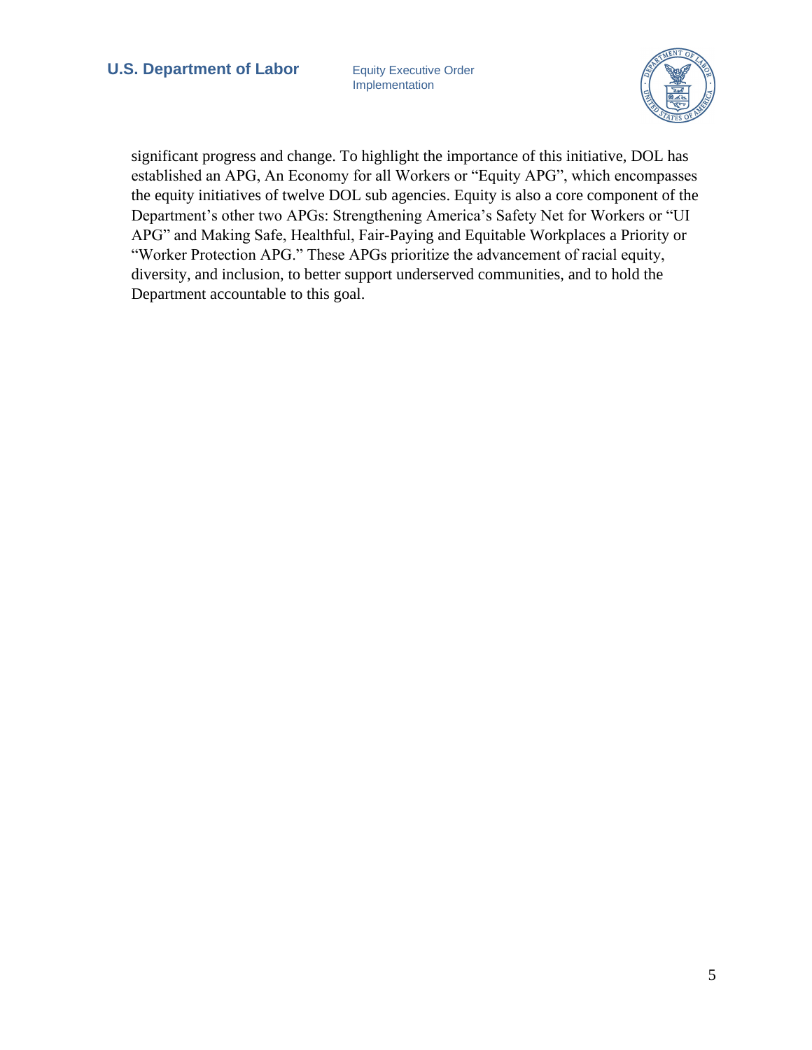significant progress and change. To highlight the importance of this initiative, DOL has established an APG, An Economy for all Workers or "Equity APG", which encompasses the equity initiatives of twelve DOL sub agencies. Equity is also a core component of the Department's other two APGs: Strengthening America's Safety Net for Workers or "UI APG" and Making Safe, Healthful, Fair-Paying and Equitable Workplaces a Priority or "Worker Protection APG." These APGs prioritize the advancement of racial equity, diversity, and inclusion, to better support underserved communities, and to hold the Department accountable to this goal.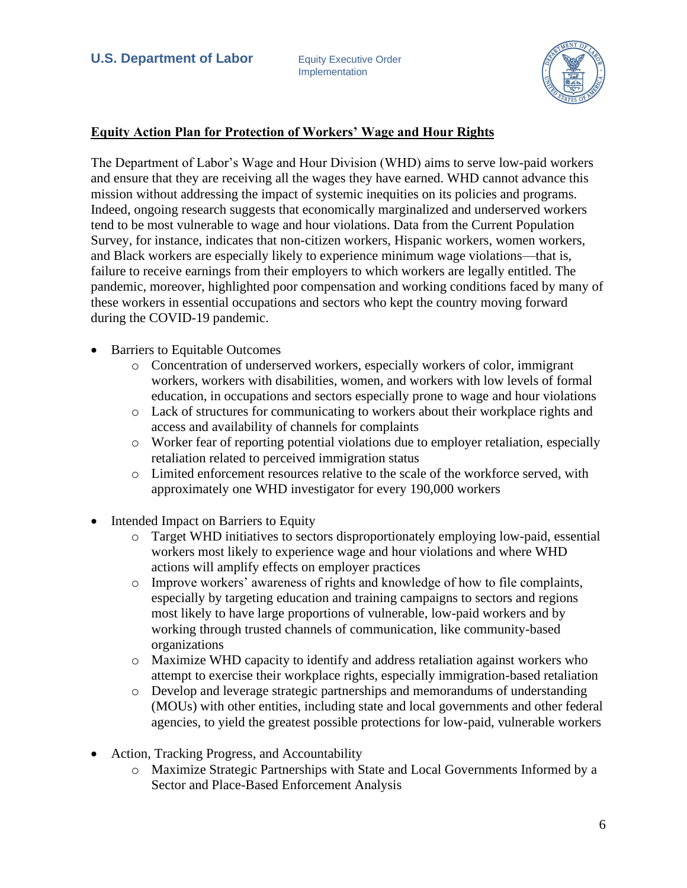## Equity Action Plan for Protection of Workers' Wage and Hour Rights

The Department of Labor's Wage and Hour Division (WHD) aims to serve low-paid workers and ensure that they are receiving all the wages they have earned. WHD cannot advance this mission without addressing the impact of systemic inequities on its policies and programs. Indeed, ongoing research suggests that economically marginalized and underserved workers tend to be most vulnerable to wage and hour violations. Data from the Current Population Survey, for instance, indicates that non-citizen workers, Hispanic workers, women workers, and Black workers are especially likely to experience minimum wage violations—that is, failure to receive earnings from their employers to which workers are legally entitled. The pandemic, moreover, highlighted poor compensation and working conditions faced by many of these workers in essential occupations and sectors who kept the country moving forward during the COVID-19 pandemic.

- Barriers to Equitable Outcomes
  - Concentration of underserved workers, especially workers of color, immigrant workers, workers with disabilities, women, and workers with low levels of formal education, in occupations and sectors especially prone to wage and hour violations
  - Lack of structures for communicating to workers about their workplace rights and access and availability of channels for complaints
  - Worker fear of reporting potential violations due to employer retaliation, especially retaliation related to perceived immigration status
  - Limited enforcement resources relative to the scale of the workforce served, with approximately one WHD investigator for every 190,000 workers

- Intended Impact on Barriers to Equity
  - Target WHD initiatives to sectors disproportionately employing low-paid, essential workers most likely to experience wage and hour violations and where WHD actions will amplify effects on employer practices
  - Improve workers' awareness of rights and knowledge of how to file complaints, especially by targeting education and training campaigns to sectors and regions most likely to have large proportions of vulnerable, low-paid workers and by working through trusted channels of communication, like community-based organizations
  - Maximize WHD capacity to identify and address retaliation against workers who attempt to exercise their workplace rights, especially immigration-based retaliation
  - Develop and leverage strategic partnerships and memorandums of understanding (MOUs) with other entities, including state and local governments and other federal agencies, to yield the greatest possible protections for low-paid, vulnerable workers

- Action, Tracking Progress, and Accountability
  - Maximize Strategic Partnerships with State and Local Governments Informed by a Sector and Place-Based Enforcement Analysis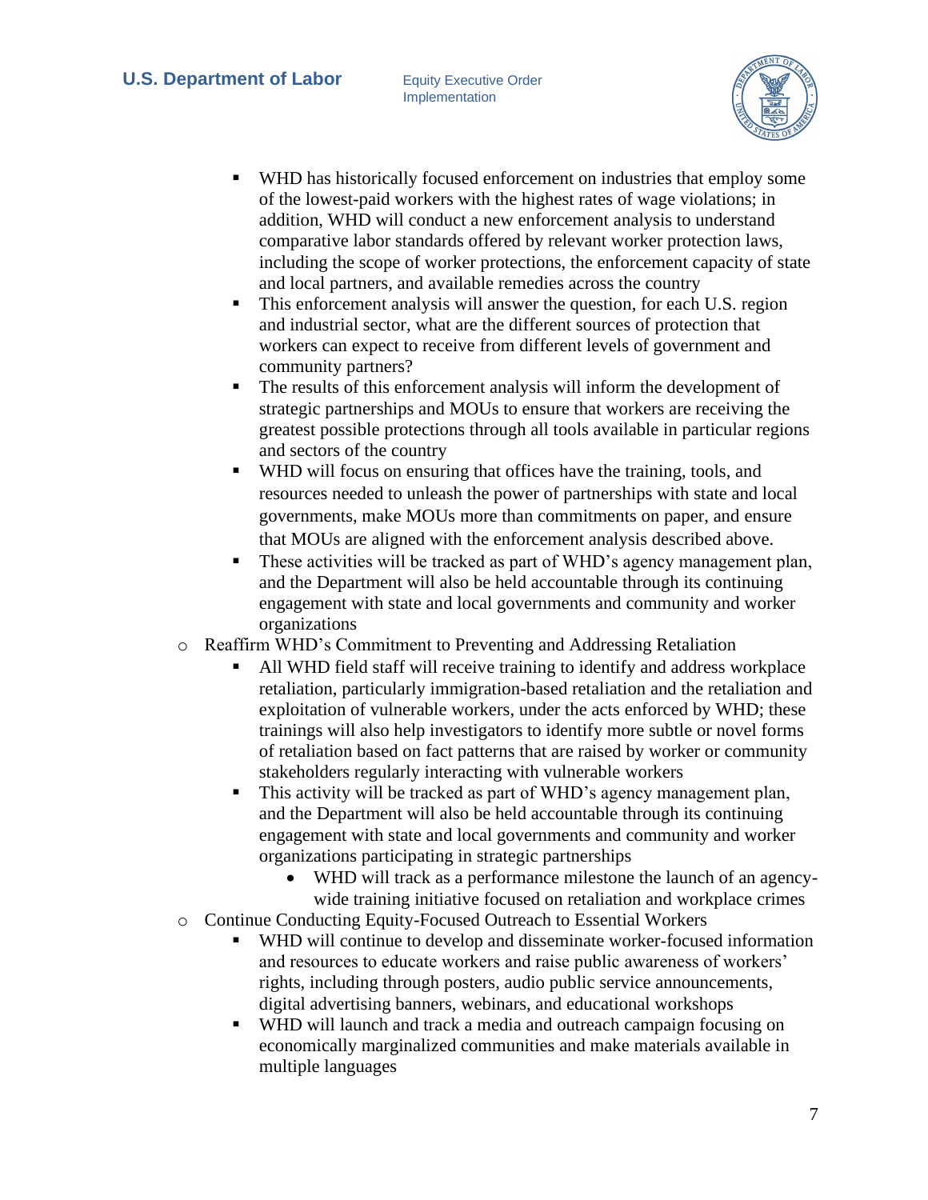- WHD has historically focused enforcement on industries that employ some of the lowest-paid workers with the highest rates of wage violations; in addition, WHD will conduct a new enforcement analysis to understand comparative labor standards offered by relevant worker protection laws, including the scope of worker protections, the enforcement capacity of state and local partners, and available remedies across the country
- This enforcement analysis will answer the question, for each U.S. region and industrial sector, what are the different sources of protection that workers can expect to receive from different levels of government and community partners?
- The results of this enforcement analysis will inform the development of strategic partnerships and MOUs to ensure that workers are receiving the greatest possible protections through all tools available in particular regions and sectors of the country
- WHD will focus on ensuring that offices have the training, tools, and resources needed to unleash the power of partnerships with state and local governments, make MOUs more than commitments on paper, and ensure that MOUs are aligned with the enforcement analysis described above.
- These activities will be tracked as part of WHD's agency management plan, and the Department will also be held accountable through its continuing engagement with state and local governments and community and worker organizations

- Reaffirm WHD's Commitment to Preventing and Addressing Retaliation
  - All WHD field staff will receive training to identify and address workplace retaliation, particularly immigration-based retaliation and the retaliation and exploitation of vulnerable workers, under the acts enforced by WHD; these trainings will also help investigators to identify more subtle or novel forms of retaliation based on fact patterns that are raised by worker or community stakeholders regularly interacting with vulnerable workers
  - This activity will be tracked as part of WHD's agency management plan, and the Department will also be held accountable through its continuing engagement with state and local governments and community and worker organizations participating in strategic partnerships
    - WHD will track as a performance milestone the launch of an agency-wide training initiative focused on retaliation and workplace crimes

- Continue Conducting Equity-Focused Outreach to Essential Workers
  - WHD will continue to develop and disseminate worker-focused information and resources to educate workers and raise public awareness of workers' rights, including through posters, audio public service announcements, digital advertising banners, webinars, and educational workshops
  - WHD will launch and track a media and outreach campaign focusing on economically marginalized communities and make materials available in multiple languages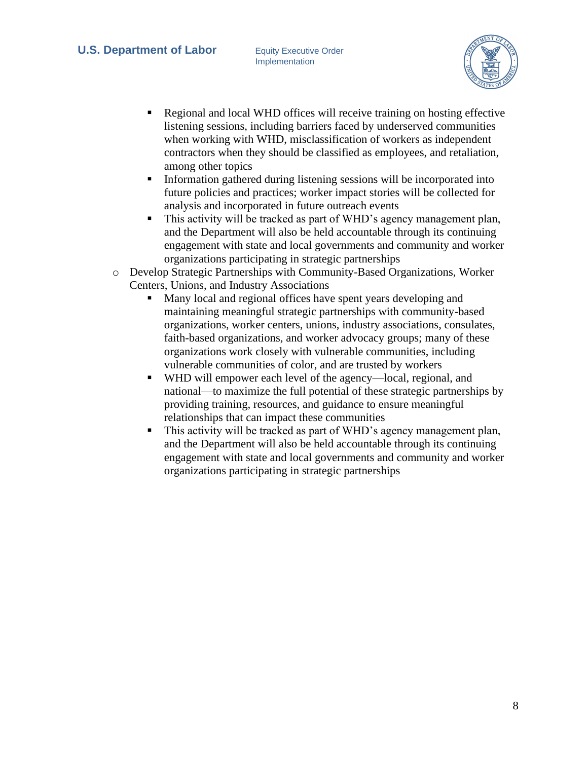- Regional and local WHD offices will receive training on hosting effective listening sessions, including barriers faced by underserved communities when working with WHD, misclassification of workers as independent contractors when they should be classified as employees, and retaliation, among other topics
        - Information gathered during listening sessions will be incorporated into future policies and practices; worker impact stories will be collected for analysis and incorporated in future outreach events
        - This activity will be tracked as part of WHD's agency management plan, and the Department will also be held accountable through its continuing engagement with state and local governments and community and worker organizations participating in strategic partnerships
    - Develop Strategic Partnerships with Community-Based Organizations, Worker Centers, Unions, and Industry Associations
        - Many local and regional offices have spent years developing and maintaining meaningful strategic partnerships with community-based organizations, worker centers, unions, industry associations, consulates, faith-based organizations, and worker advocacy groups; many of these organizations work closely with vulnerable communities, including vulnerable communities of color, and are trusted by workers
        - WHD will empower each level of the agency—local, regional, and national—to maximize the full potential of these strategic partnerships by providing training, resources, and guidance to ensure meaningful relationships that can impact these communities
        - This activity will be tracked as part of WHD's agency management plan, and the Department will also be held accountable through its continuing engagement with state and local governments and community and worker organizations participating in strategic partnerships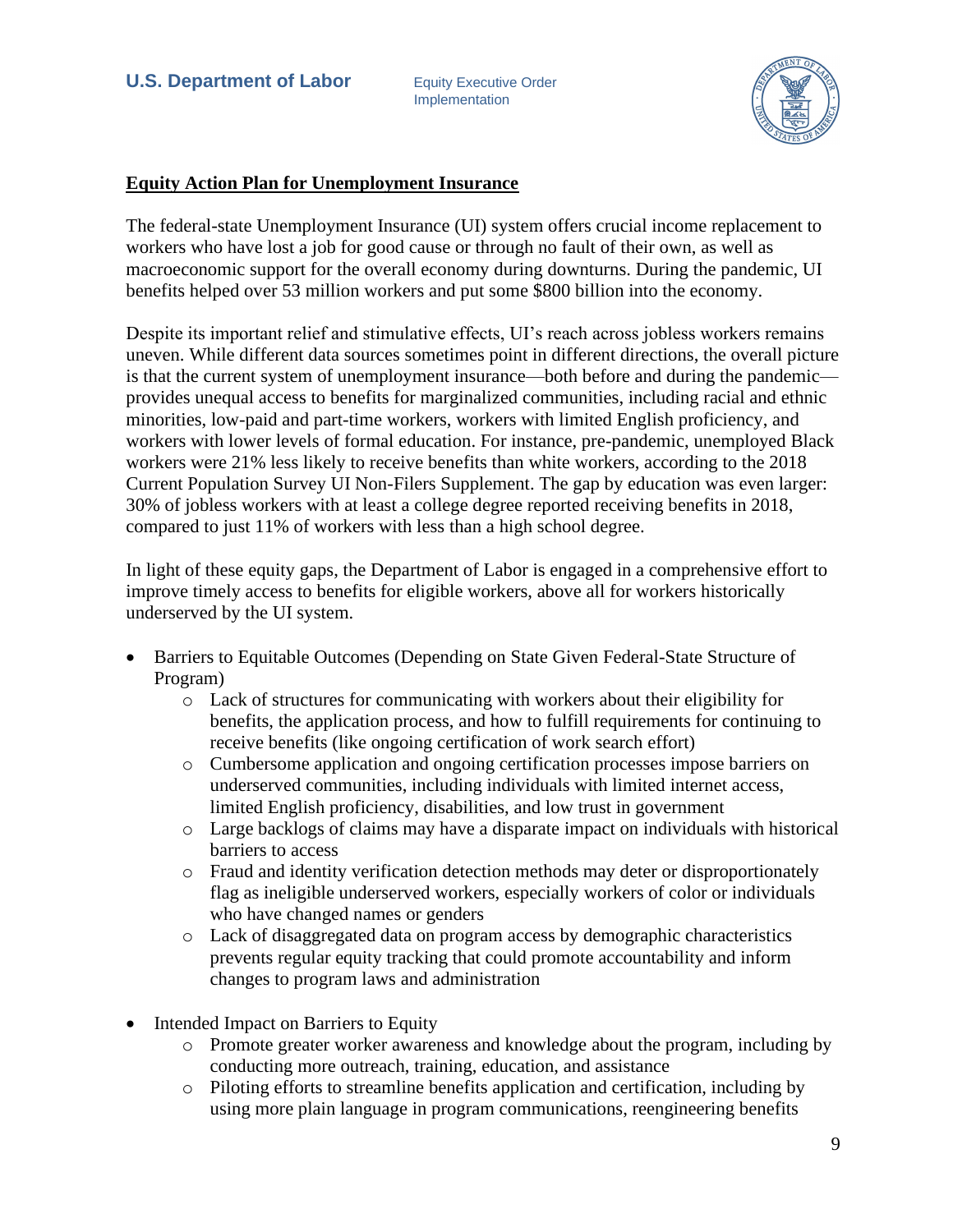**Equity Action Plan for Unemployment Insurance**

The federal-state Unemployment Insurance (UI) system offers crucial income replacement to workers who have lost a job for good cause or through no fault of their own, as well as macroeconomic support for the overall economy during downturns. During the pandemic, UI benefits helped over 53 million workers and put some $800 billion into the economy.

Despite its important relief and stimulative effects, UI's reach across jobless workers remains uneven. While different data sources sometimes point in different directions, the overall picture is that the current system of unemployment insurance—both before and during the pandemic—provides unequal access to benefits for marginalized communities, including racial and ethnic minorities, low-paid and part-time workers, workers with limited English proficiency, and workers with lower levels of formal education. For instance, pre-pandemic, unemployed Black workers were 21% less likely to receive benefits than white workers, according to the 2018 Current Population Survey UI Non-Filers Supplement. The gap by education was even larger: 30% of jobless workers with at least a college degree reported receiving benefits in 2018, compared to just 11% of workers with less than a high school degree.

In light of these equity gaps, the Department of Labor is engaged in a comprehensive effort to improve timely access to benefits for eligible workers, above all for workers historically underserved by the UI system.

- Barriers to Equitable Outcomes (Depending on State Given Federal-State Structure of Program)
  - Lack of structures for communicating with workers about their eligibility for benefits, the application process, and how to fulfill requirements for continuing to receive benefits (like ongoing certification of work search effort)
  - Cumbersome application and ongoing certification processes impose barriers on underserved communities, including individuals with limited internet access, limited English proficiency, disabilities, and low trust in government
  - Large backlogs of claims may have a disparate impact on individuals with historical barriers to access
  - Fraud and identity verification detection methods may deter or disproportionately flag as ineligible underserved workers, especially workers of color or individuals who have changed names or genders
  - Lack of disaggregated data on program access by demographic characteristics prevents regular equity tracking that could promote accountability and inform changes to program laws and administration

- Intended Impact on Barriers to Equity
  - Promote greater worker awareness and knowledge about the program, including by conducting more outreach, training, education, and assistance
  - Piloting efforts to streamline benefits application and certification, including by using more plain language in program communications, reengineering benefits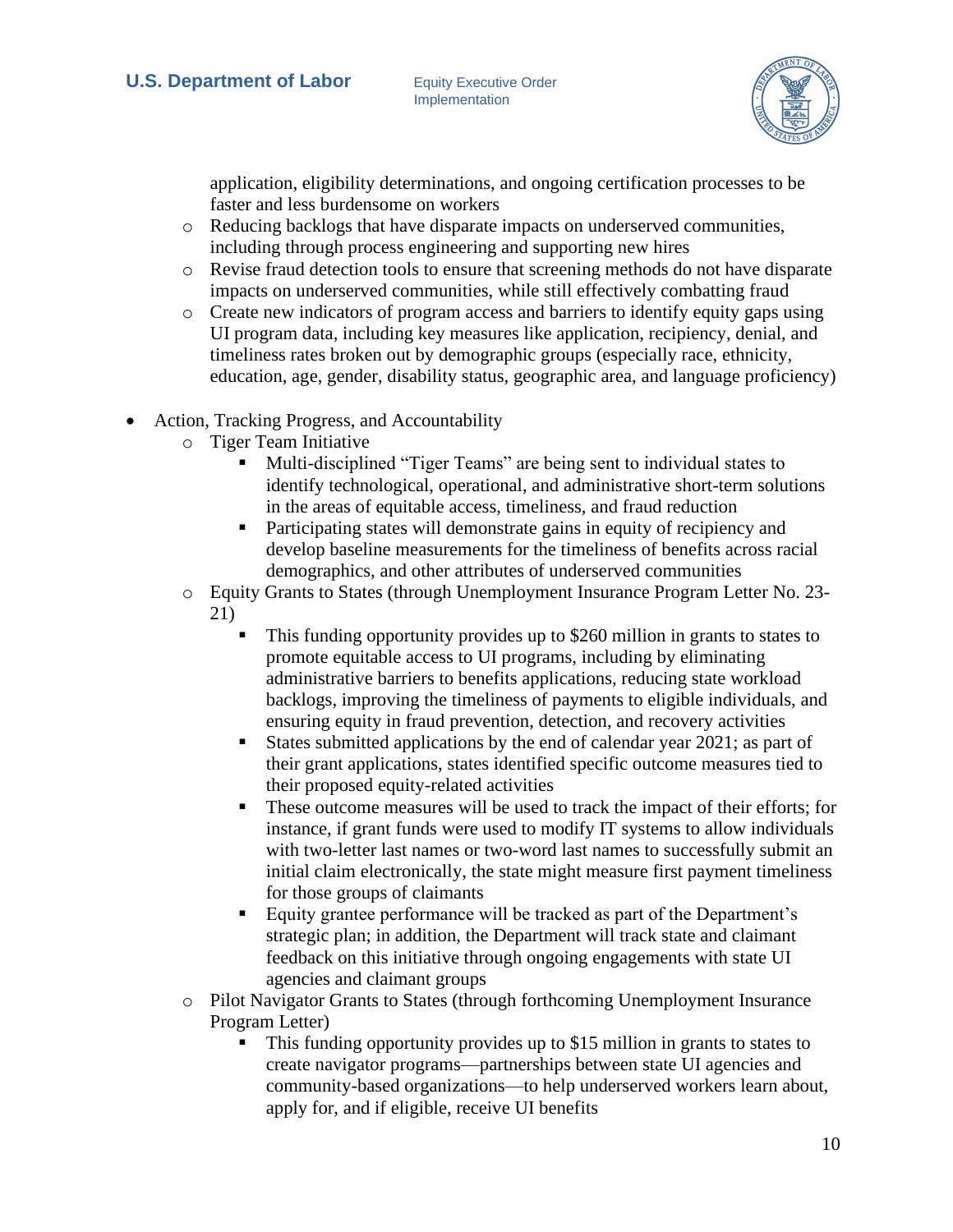application, eligibility determinations, and ongoing certification processes to be faster and less burdensome on workers
  - Reducing backlogs that have disparate impacts on underserved communities, including through process engineering and supporting new hires
  - Revise fraud detection tools to ensure that screening methods do not have disparate impacts on underserved communities, while still effectively combatting fraud
  - Create new indicators of program access and barriers to identify equity gaps using UI program data, including key measures like application, recipiency, denial, and timeliness rates broken out by demographic groups (especially race, ethnicity, education, age, gender, disability status, geographic area, and language proficiency)

- Action, Tracking Progress, and Accountability
  - Tiger Team Initiative
    - Multi-disciplined "Tiger Teams" are being sent to individual states to identify technological, operational, and administrative short-term solutions in the areas of equitable access, timeliness, and fraud reduction
    - Participating states will demonstrate gains in equity of recipiency and develop baseline measurements for the timeliness of benefits across racial demographics, and other attributes of underserved communities
  - Equity Grants to States (through Unemployment Insurance Program Letter No. 23-21)
    - This funding opportunity provides up to $260 million in grants to states to promote equitable access to UI programs, including by eliminating administrative barriers to benefits applications, reducing state workload backlogs, improving the timeliness of payments to eligible individuals, and ensuring equity in fraud prevention, detection, and recovery activities
    - States submitted applications by the end of calendar year 2021; as part of their grant applications, states identified specific outcome measures tied to their proposed equity-related activities
    - These outcome measures will be used to track the impact of their efforts; for instance, if grant funds were used to modify IT systems to allow individuals with two-letter last names or two-word last names to successfully submit an initial claim electronically, the state might measure first payment timeliness for those groups of claimants
    - Equity grantee performance will be tracked as part of the Department's strategic plan; in addition, the Department will track state and claimant feedback on this initiative through ongoing engagements with state UI agencies and claimant groups
  - Pilot Navigator Grants to States (through forthcoming Unemployment Insurance Program Letter)
    - This funding opportunity provides up to $15 million in grants to states to create navigator programs—partnerships between state UI agencies and community-based organizations—to help underserved workers learn about, apply for, and if eligible, receive UI benefits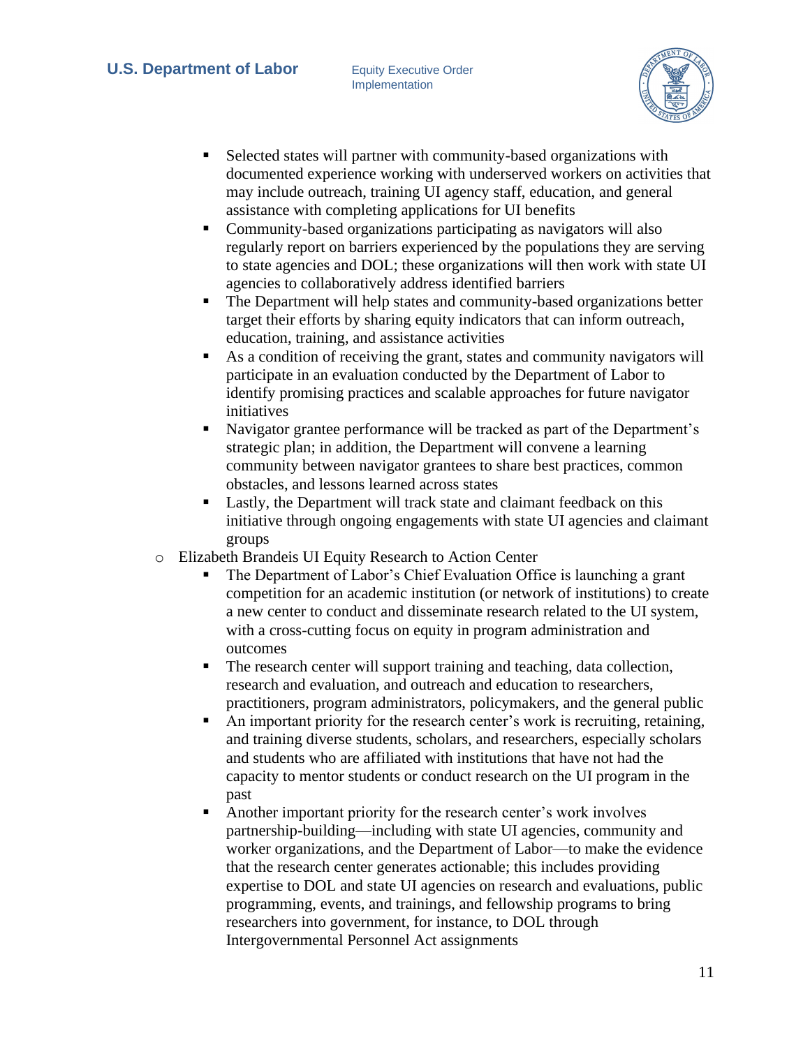- Selected states will partner with community-based organizations with documented experience working with underserved workers on activities that may include outreach, training UI agency staff, education, and general assistance with completing applications for UI benefits
    - Community-based organizations participating as navigators will also regularly report on barriers experienced by the populations they are serving to state agencies and DOL; these organizations will then work with state UI agencies to collaboratively address identified barriers
    - The Department will help states and community-based organizations better target their efforts by sharing equity indicators that can inform outreach, education, training, and assistance activities
    - As a condition of receiving the grant, states and community navigators will participate in an evaluation conducted by the Department of Labor to identify promising practices and scalable approaches for future navigator initiatives
    - Navigator grantee performance will be tracked as part of the Department's strategic plan; in addition, the Department will convene a learning community between navigator grantees to share best practices, common obstacles, and lessons learned across states
    - Lastly, the Department will track state and claimant feedback on this initiative through ongoing engagements with state UI agencies and claimant groups
  - Elizabeth Brandeis UI Equity Research to Action Center
    - The Department of Labor's Chief Evaluation Office is launching a grant competition for an academic institution (or network of institutions) to create a new center to conduct and disseminate research related to the UI system, with a cross-cutting focus on equity in program administration and outcomes
    - The research center will support training and teaching, data collection, research and evaluation, and outreach and education to researchers, practitioners, program administrators, policymakers, and the general public
    - An important priority for the research center's work is recruiting, retaining, and training diverse students, scholars, and researchers, especially scholars and students who are affiliated with institutions that have not had the capacity to mentor students or conduct research on the UI program in the past
    - Another important priority for the research center's work involves partnership-building—including with state UI agencies, community and worker organizations, and the Department of Labor—to make the evidence that the research center generates actionable; this includes providing expertise to DOL and state UI agencies on research and evaluations, public programming, events, and trainings, and fellowship programs to bring researchers into government, for instance, to DOL through Intergovernmental Personnel Act assignments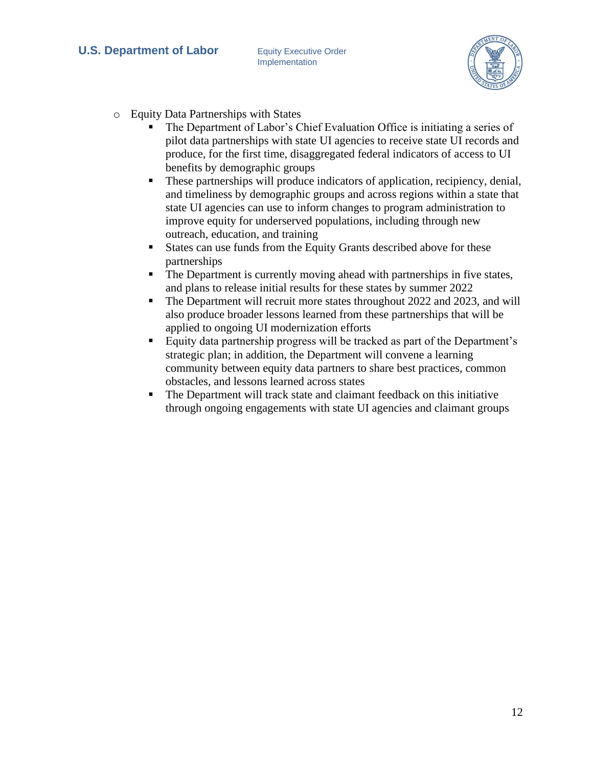- Equity Data Partnerships with States
  - The Department of Labor's Chief Evaluation Office is initiating a series of pilot data partnerships with state UI agencies to receive state UI records and produce, for the first time, disaggregated federal indicators of access to UI benefits by demographic groups
  - These partnerships will produce indicators of application, recipiency, denial, and timeliness by demographic groups and across regions within a state that state UI agencies can use to inform changes to program administration to improve equity for underserved populations, including through new outreach, education, and training
  - States can use funds from the Equity Grants described above for these partnerships
  - The Department is currently moving ahead with partnerships in five states, and plans to release initial results for these states by summer 2022
  - The Department will recruit more states throughout 2022 and 2023, and will also produce broader lessons learned from these partnerships that will be applied to ongoing UI modernization efforts
  - Equity data partnership progress will be tracked as part of the Department's strategic plan; in addition, the Department will convene a learning community between equity data partners to share best practices, common obstacles, and lessons learned across states
  - The Department will track state and claimant feedback on this initiative through ongoing engagements with state UI agencies and claimant groups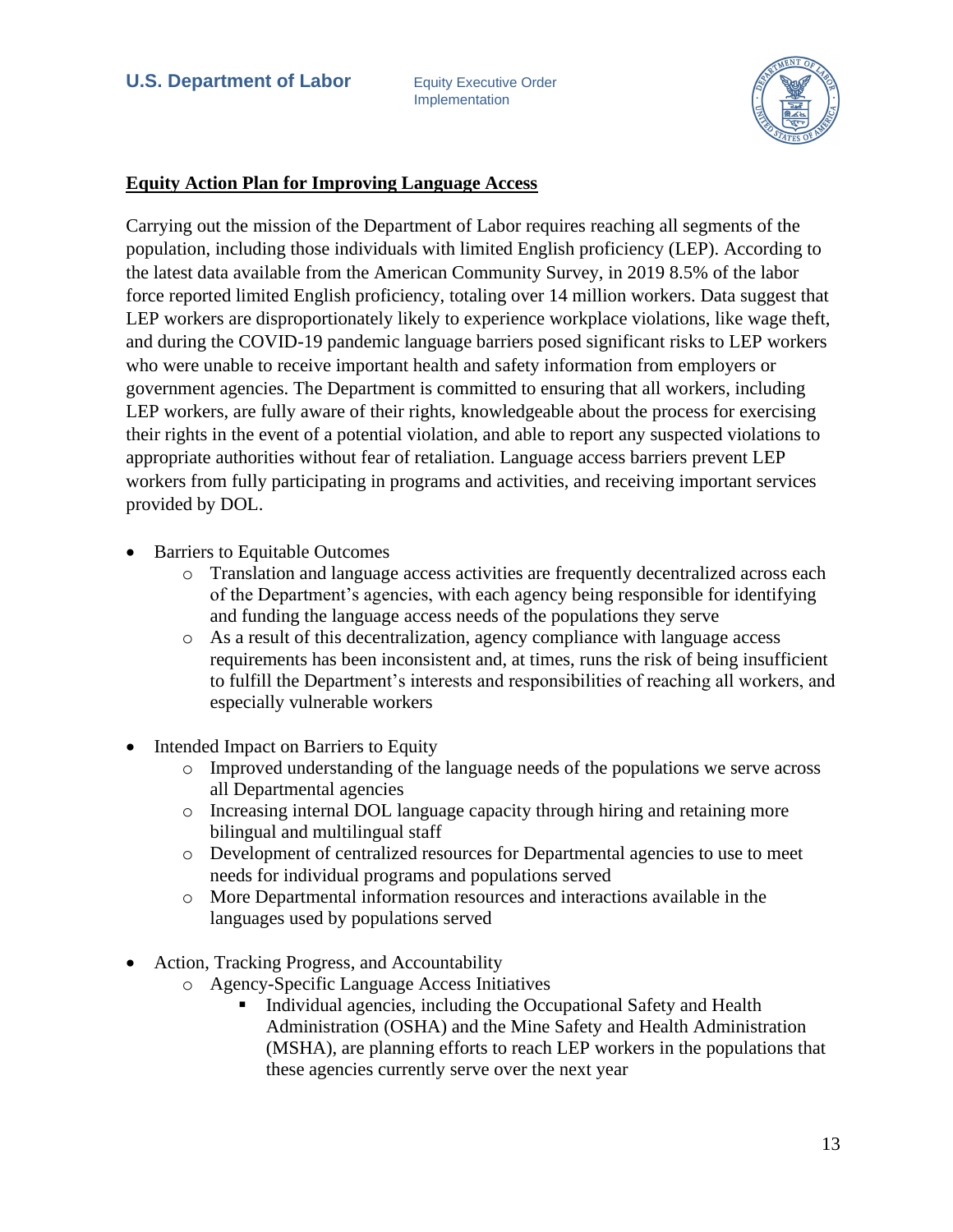## Equity Action Plan for Improving Language Access

Carrying out the mission of the Department of Labor requires reaching all segments of the population, including those individuals with limited English proficiency (LEP). According to the latest data available from the American Community Survey, in 2019 8.5% of the labor force reported limited English proficiency, totaling over 14 million workers. Data suggest that LEP workers are disproportionately likely to experience workplace violations, like wage theft, and during the COVID-19 pandemic language barriers posed significant risks to LEP workers who were unable to receive important health and safety information from employers or government agencies. The Department is committed to ensuring that all workers, including LEP workers, are fully aware of their rights, knowledgeable about the process for exercising their rights in the event of a potential violation, and able to report any suspected violations to appropriate authorities without fear of retaliation. Language access barriers prevent LEP workers from fully participating in programs and activities, and receiving important services provided by DOL.

- Barriers to Equitable Outcomes
  - Translation and language access activities are frequently decentralized across each of the Department's agencies, with each agency being responsible for identifying and funding the language access needs of the populations they serve
  - As a result of this decentralization, agency compliance with language access requirements has been inconsistent and, at times, runs the risk of being insufficient to fulfill the Department's interests and responsibilities of reaching all workers, and especially vulnerable workers

- Intended Impact on Barriers to Equity
  - Improved understanding of the language needs of the populations we serve across all Departmental agencies
  - Increasing internal DOL language capacity through hiring and retaining more bilingual and multilingual staff
  - Development of centralized resources for Departmental agencies to use to meet needs for individual programs and populations served
  - More Departmental information resources and interactions available in the languages used by populations served

- Action, Tracking Progress, and Accountability
  - Agency-Specific Language Access Initiatives
    - Individual agencies, including the Occupational Safety and Health Administration (OSHA) and the Mine Safety and Health Administration (MSHA), are planning efforts to reach LEP workers in the populations that these agencies currently serve over the next year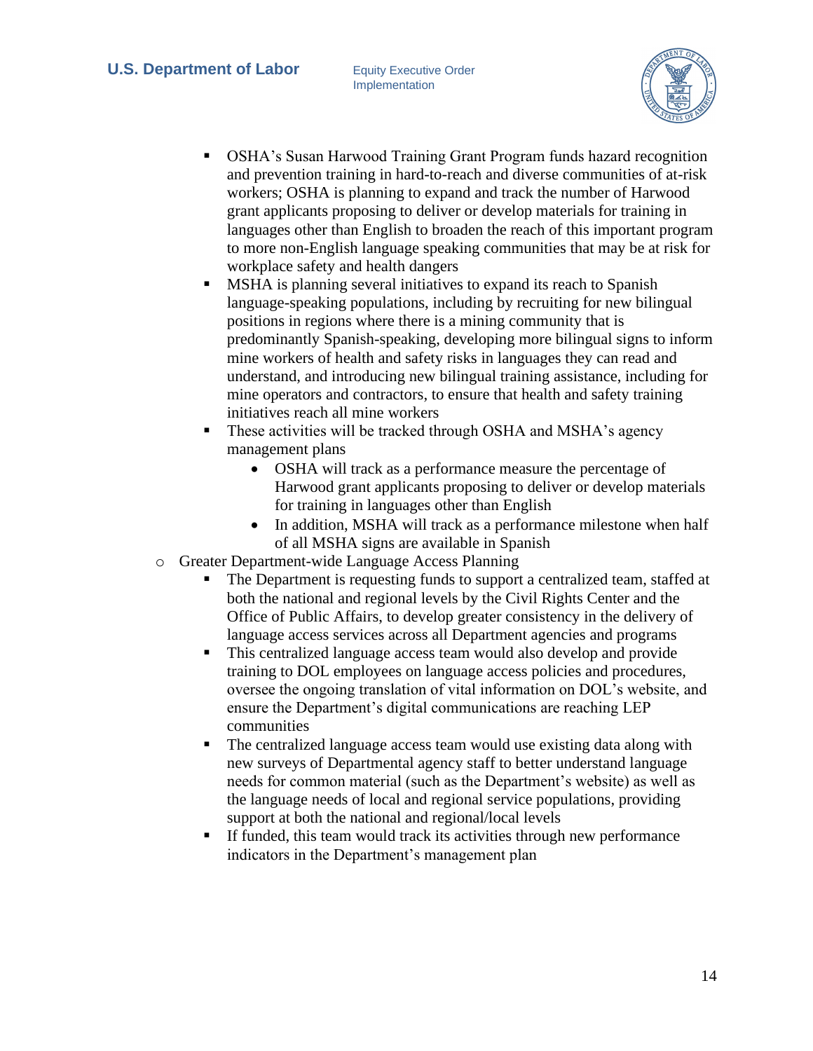- OSHA's Susan Harwood Training Grant Program funds hazard recognition and prevention training in hard-to-reach and diverse communities of at-risk workers; OSHA is planning to expand and track the number of Harwood grant applicants proposing to deliver or develop materials for training in languages other than English to broaden the reach of this important program to more non-English language speaking communities that may be at risk for workplace safety and health dangers
- MSHA is planning several initiatives to expand its reach to Spanish language-speaking populations, including by recruiting for new bilingual positions in regions where there is a mining community that is predominantly Spanish-speaking, developing more bilingual signs to inform mine workers of health and safety risks in languages they can read and understand, and introducing new bilingual training assistance, including for mine operators and contractors, to ensure that health and safety training initiatives reach all mine workers
- These activities will be tracked through OSHA and MSHA's agency management plans
  - OSHA will track as a performance measure the percentage of Harwood grant applicants proposing to deliver or develop materials for training in languages other than English
  - In addition, MSHA will track as a performance milestone when half of all MSHA signs are available in Spanish

- Greater Department-wide Language Access Planning
  - The Department is requesting funds to support a centralized team, staffed at both the national and regional levels by the Civil Rights Center and the Office of Public Affairs, to develop greater consistency in the delivery of language access services across all Department agencies and programs
  - This centralized language access team would also develop and provide training to DOL employees on language access policies and procedures, oversee the ongoing translation of vital information on DOL's website, and ensure the Department's digital communications are reaching LEP communities
  - The centralized language access team would use existing data along with new surveys of Departmental agency staff to better understand language needs for common material (such as the Department's website) as well as the language needs of local and regional service populations, providing support at both the national and regional/local levels
  - If funded, this team would track its activities through new performance indicators in the Department's management plan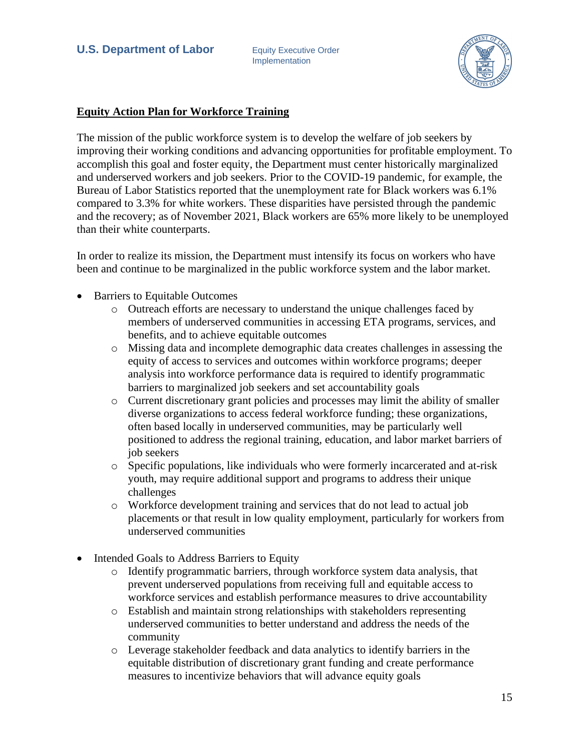## Equity Action Plan for Workforce Training

The mission of the public workforce system is to develop the welfare of job seekers by improving their working conditions and advancing opportunities for profitable employment. To accomplish this goal and foster equity, the Department must center historically marginalized and underserved workers and job seekers. Prior to the COVID-19 pandemic, for example, the Bureau of Labor Statistics reported that the unemployment rate for Black workers was 6.1% compared to 3.3% for white workers. These disparities have persisted through the pandemic and the recovery; as of November 2021, Black workers are 65% more likely to be unemployed than their white counterparts.

In order to realize its mission, the Department must intensify its focus on workers who have been and continue to be marginalized in the public workforce system and the labor market.

- Barriers to Equitable Outcomes
  - Outreach efforts are necessary to understand the unique challenges faced by members of underserved communities in accessing ETA programs, services, and benefits, and to achieve equitable outcomes
  - Missing data and incomplete demographic data creates challenges in assessing the equity of access to services and outcomes within workforce programs; deeper analysis into workforce performance data is required to identify programmatic barriers to marginalized job seekers and set accountability goals
  - Current discretionary grant policies and processes may limit the ability of smaller diverse organizations to access federal workforce funding; these organizations, often based locally in underserved communities, may be particularly well positioned to address the regional training, education, and labor market barriers of job seekers
  - Specific populations, like individuals who were formerly incarcerated and at-risk youth, may require additional support and programs to address their unique challenges
  - Workforce development training and services that do not lead to actual job placements or that result in low quality employment, particularly for workers from underserved communities
- Intended Goals to Address Barriers to Equity
  - Identify programmatic barriers, through workforce system data analysis, that prevent underserved populations from receiving full and equitable access to workforce services and establish performance measures to drive accountability
  - Establish and maintain strong relationships with stakeholders representing underserved communities to better understand and address the needs of the community
  - Leverage stakeholder feedback and data analytics to identify barriers in the equitable distribution of discretionary grant funding and create performance measures to incentivize behaviors that will advance equity goals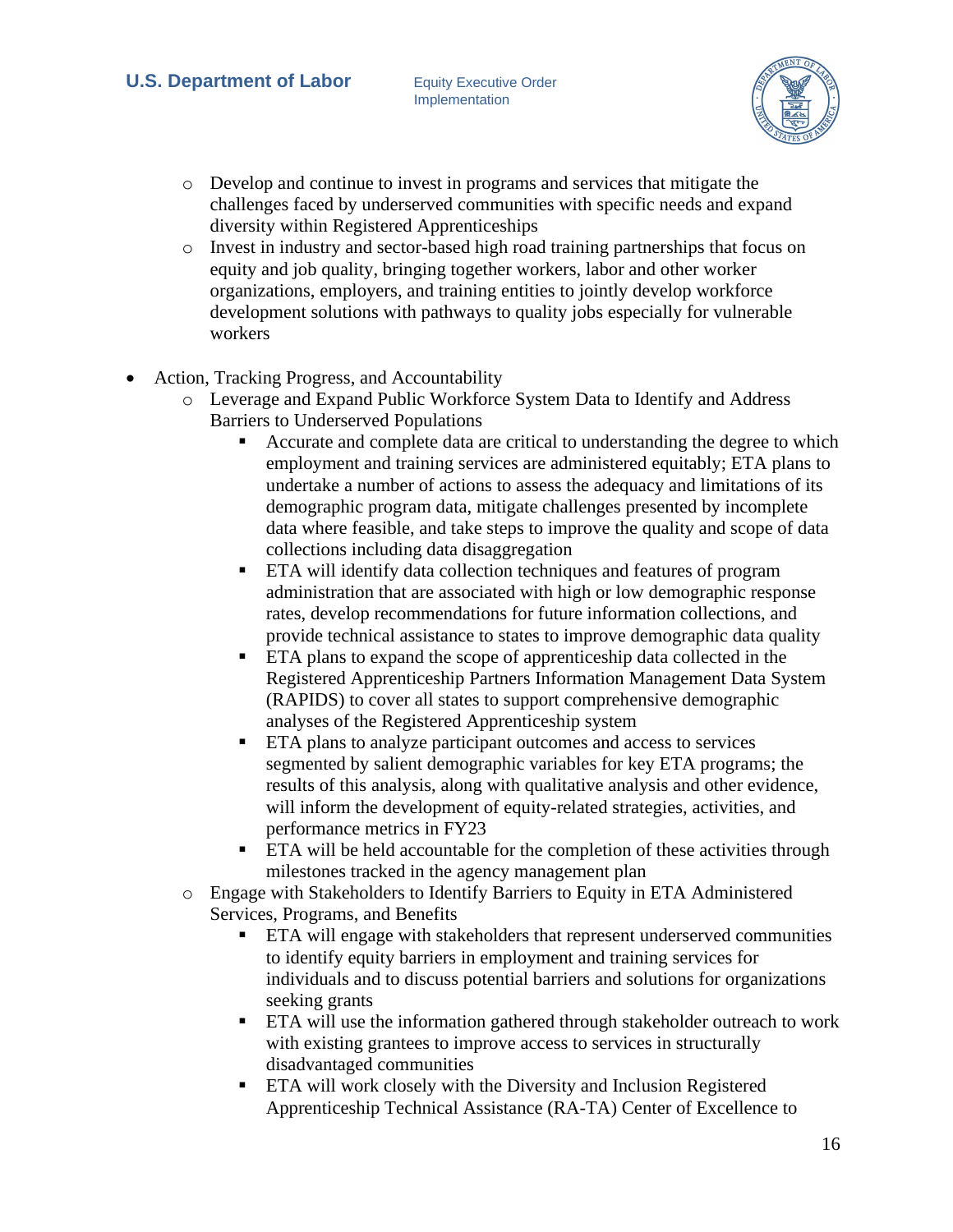- Develop and continue to invest in programs and services that mitigate the challenges faced by underserved communities with specific needs and expand diversity within Registered Apprenticeships
  - Invest in industry and sector-based high road training partnerships that focus on equity and job quality, bringing together workers, labor and other worker organizations, employers, and training entities to jointly develop workforce development solutions with pathways to quality jobs especially for vulnerable workers

- Action, Tracking Progress, and Accountability
  - Leverage and Expand Public Workforce System Data to Identify and Address Barriers to Underserved Populations
    - Accurate and complete data are critical to understanding the degree to which employment and training services are administered equitably; ETA plans to undertake a number of actions to assess the adequacy and limitations of its demographic program data, mitigate challenges presented by incomplete data where feasible, and take steps to improve the quality and scope of data collections including data disaggregation
    - ETA will identify data collection techniques and features of program administration that are associated with high or low demographic response rates, develop recommendations for future information collections, and provide technical assistance to states to improve demographic data quality
    - ETA plans to expand the scope of apprenticeship data collected in the Registered Apprenticeship Partners Information Management Data System (RAPIDS) to cover all states to support comprehensive demographic analyses of the Registered Apprenticeship system
    - ETA plans to analyze participant outcomes and access to services segmented by salient demographic variables for key ETA programs; the results of this analysis, along with qualitative analysis and other evidence, will inform the development of equity-related strategies, activities, and performance metrics in FY23
    - ETA will be held accountable for the completion of these activities through milestones tracked in the agency management plan
  - Engage with Stakeholders to Identify Barriers to Equity in ETA Administered Services, Programs, and Benefits
    - ETA will engage with stakeholders that represent underserved communities to identify equity barriers in employment and training services for individuals and to discuss potential barriers and solutions for organizations seeking grants
    - ETA will use the information gathered through stakeholder outreach to work with existing grantees to improve access to services in structurally disadvantaged communities
    - ETA will work closely with the Diversity and Inclusion Registered Apprenticeship Technical Assistance (RA-TA) Center of Excellence to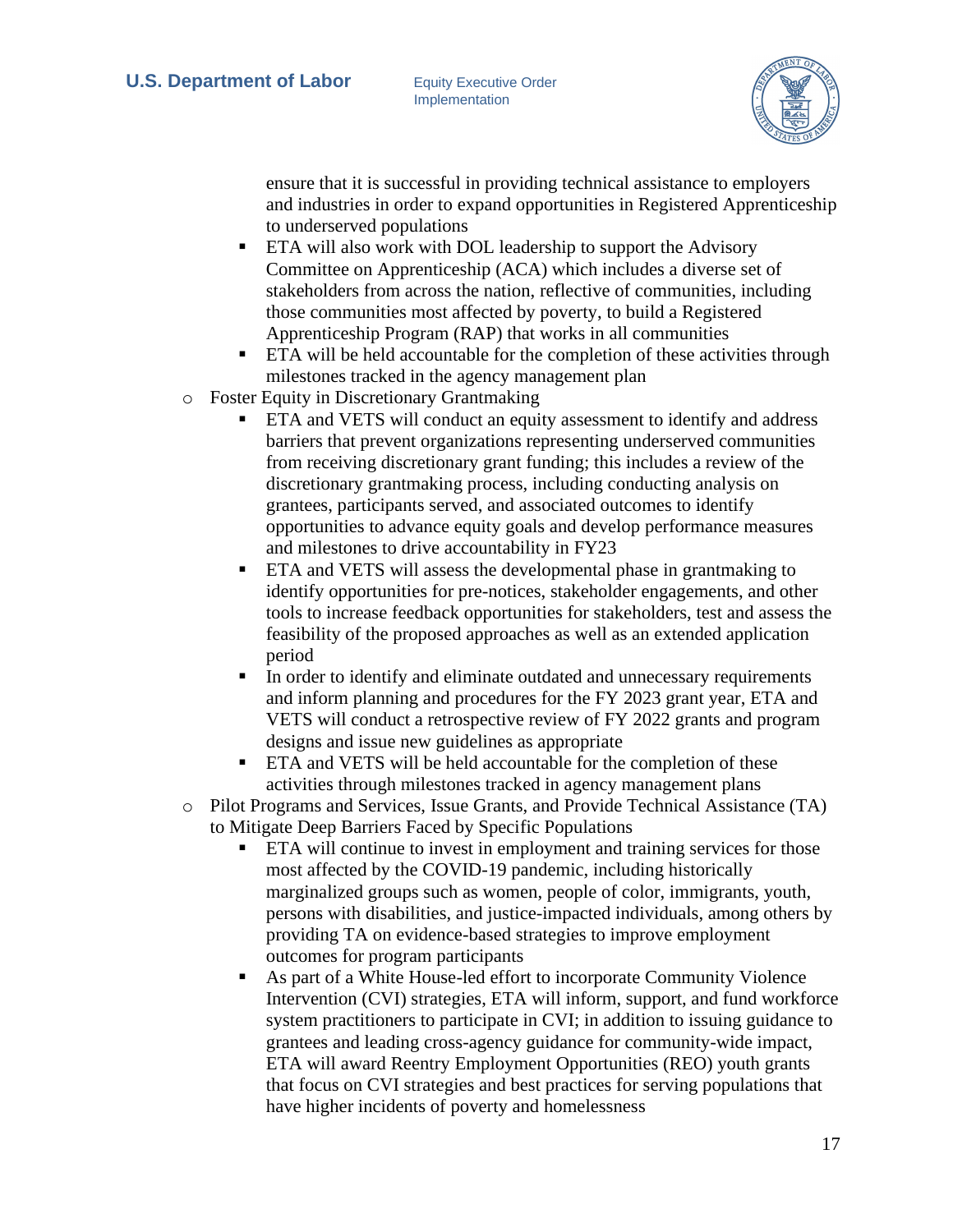- ensure that it is successful in providing technical assistance to employers and industries in order to expand opportunities in Registered Apprenticeship to underserved populations
    - ETA will also work with DOL leadership to support the Advisory Committee on Apprenticeship (ACA) which includes a diverse set of stakeholders from across the nation, reflective of communities, including those communities most affected by poverty, to build a Registered Apprenticeship Program (RAP) that works in all communities
    - ETA will be held accountable for the completion of these activities through milestones tracked in the agency management plan
  - Foster Equity in Discretionary Grantmaking
    - ETA and VETS will conduct an equity assessment to identify and address barriers that prevent organizations representing underserved communities from receiving discretionary grant funding; this includes a review of the discretionary grantmaking process, including conducting analysis on grantees, participants served, and associated outcomes to identify opportunities to advance equity goals and develop performance measures and milestones to drive accountability in FY23
    - ETA and VETS will assess the developmental phase in grantmaking to identify opportunities for pre-notices, stakeholder engagements, and other tools to increase feedback opportunities for stakeholders, test and assess the feasibility of the proposed approaches as well as an extended application period
    - In order to identify and eliminate outdated and unnecessary requirements and inform planning and procedures for the FY 2023 grant year, ETA and VETS will conduct a retrospective review of FY 2022 grants and program designs and issue new guidelines as appropriate
    - ETA and VETS will be held accountable for the completion of these activities through milestones tracked in agency management plans
  - Pilot Programs and Services, Issue Grants, and Provide Technical Assistance (TA) to Mitigate Deep Barriers Faced by Specific Populations
    - ETA will continue to invest in employment and training services for those most affected by the COVID-19 pandemic, including historically marginalized groups such as women, people of color, immigrants, youth, persons with disabilities, and justice-impacted individuals, among others by providing TA on evidence-based strategies to improve employment outcomes for program participants
    - As part of a White House-led effort to incorporate Community Violence Intervention (CVI) strategies, ETA will inform, support, and fund workforce system practitioners to participate in CVI; in addition to issuing guidance to grantees and leading cross-agency guidance for community-wide impact, ETA will award Reentry Employment Opportunities (REO) youth grants that focus on CVI strategies and best practices for serving populations that have higher incidents of poverty and homelessness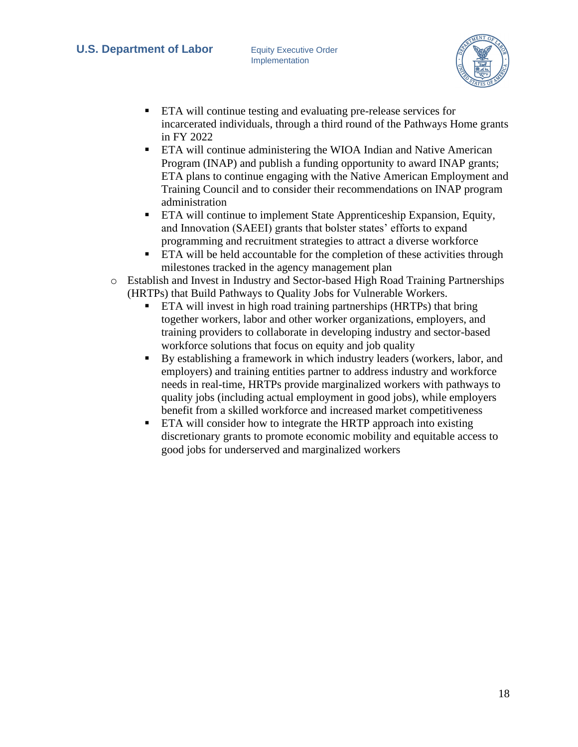- ETA will continue testing and evaluating pre-release services for incarcerated individuals, through a third round of the Pathways Home grants in FY 2022
    - ETA will continue administering the WIOA Indian and Native American Program (INAP) and publish a funding opportunity to award INAP grants; ETA plans to continue engaging with the Native American Employment and Training Council and to consider their recommendations on INAP program administration
    - ETA will continue to implement State Apprenticeship Expansion, Equity, and Innovation (SAEEI) grants that bolster states' efforts to expand programming and recruitment strategies to attract a diverse workforce
    - ETA will be held accountable for the completion of these activities through milestones tracked in the agency management plan
  - Establish and Invest in Industry and Sector-based High Road Training Partnerships (HRTPs) that Build Pathways to Quality Jobs for Vulnerable Workers.
    - ETA will invest in high road training partnerships (HRTPs) that bring together workers, labor and other worker organizations, employers, and training providers to collaborate in developing industry and sector-based workforce solutions that focus on equity and job quality
    - By establishing a framework in which industry leaders (workers, labor, and employers) and training entities partner to address industry and workforce needs in real-time, HRTPs provide marginalized workers with pathways to quality jobs (including actual employment in good jobs), while employers benefit from a skilled workforce and increased market competitiveness
    - ETA will consider how to integrate the HRTP approach into existing discretionary grants to promote economic mobility and equitable access to good jobs for underserved and marginalized workers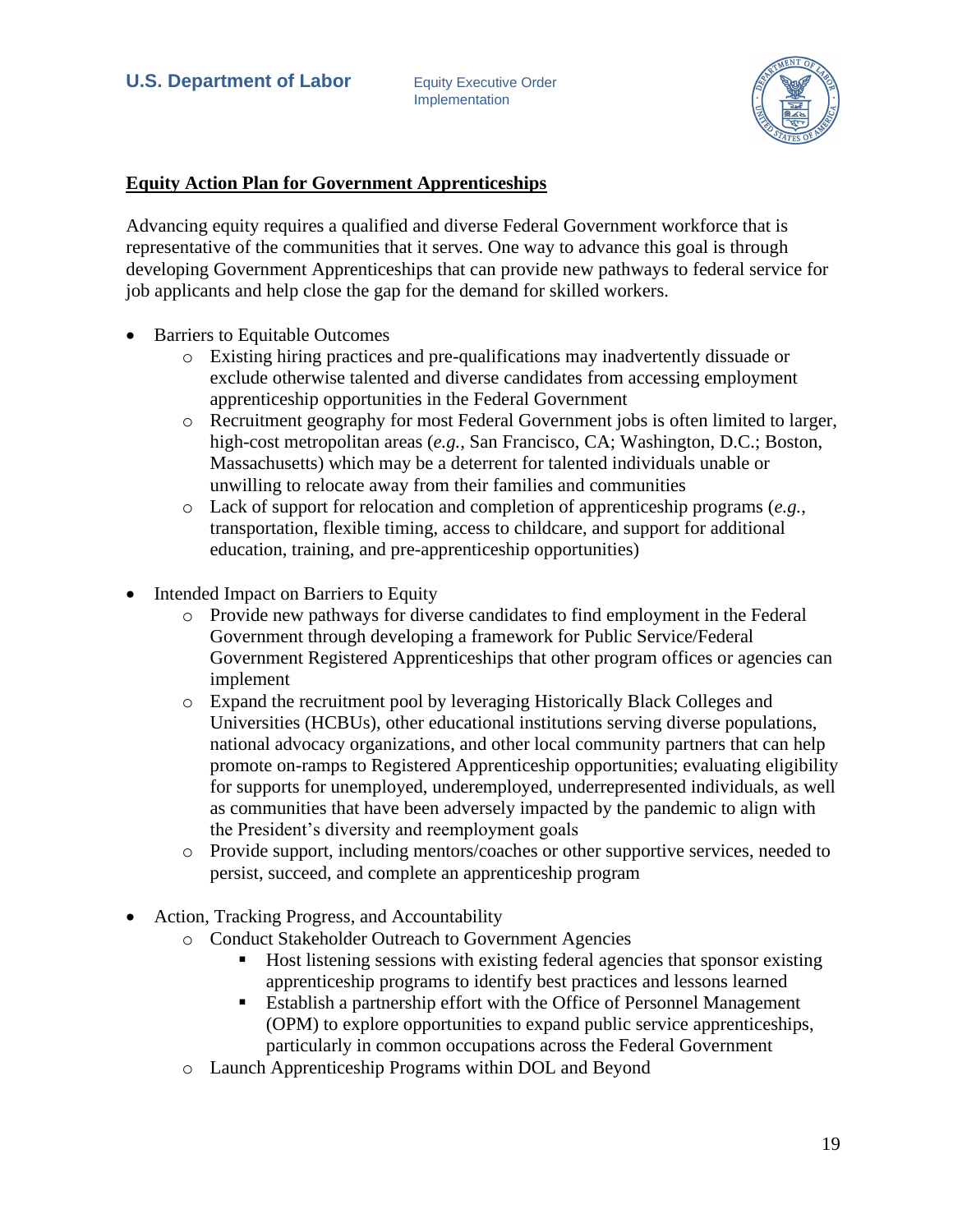**<u>Equity Action Plan for Government Apprenticeships</u>**

Advancing equity requires a qualified and diverse Federal Government workforce that is representative of the communities that it serves. One way to advance this goal is through developing Government Apprenticeships that can provide new pathways to federal service for job applicants and help close the gap for the demand for skilled workers.

- Barriers to Equitable Outcomes
    - Existing hiring practices and pre-qualifications may inadvertently dissuade or exclude otherwise talented and diverse candidates from accessing employment apprenticeship opportunities in the Federal Government
    - Recruitment geography for most Federal Government jobs is often limited to larger, high-cost metropolitan areas (*e.g.*, San Francisco, CA; Washington, D.C.; Boston, Massachusetts) which may be a deterrent for talented individuals unable or unwilling to relocate away from their families and communities
    - Lack of support for relocation and completion of apprenticeship programs (*e.g.*, transportation, flexible timing, access to childcare, and support for additional education, training, and pre-apprenticeship opportunities)

- Intended Impact on Barriers to Equity
    - Provide new pathways for diverse candidates to find employment in the Federal Government through developing a framework for Public Service/Federal Government Registered Apprenticeships that other program offices or agencies can implement
    - Expand the recruitment pool by leveraging Historically Black Colleges and Universities (HCBUs), other educational institutions serving diverse populations, national advocacy organizations, and other local community partners that can help promote on-ramps to Registered Apprenticeship opportunities; evaluating eligibility for supports for unemployed, underemployed, underrepresented individuals, as well as communities that have been adversely impacted by the pandemic to align with the President's diversity and reemployment goals
    - Provide support, including mentors/coaches or other supportive services, needed to persist, succeed, and complete an apprenticeship program

- Action, Tracking Progress, and Accountability
    - Conduct Stakeholder Outreach to Government Agencies
        - Host listening sessions with existing federal agencies that sponsor existing apprenticeship programs to identify best practices and lessons learned
        - Establish a partnership effort with the Office of Personnel Management (OPM) to explore opportunities to expand public service apprenticeships, particularly in common occupations across the Federal Government
    - Launch Apprenticeship Programs within DOL and Beyond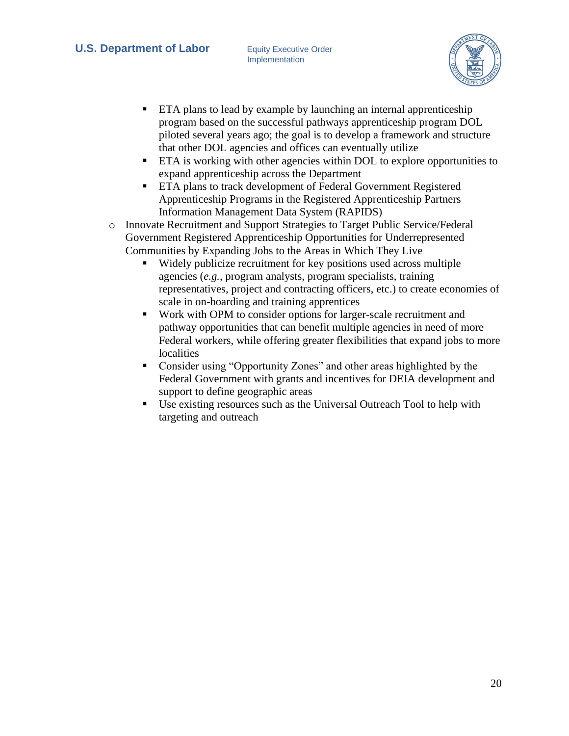- ETA plans to lead by example by launching an internal apprenticeship program based on the successful pathways apprenticeship program DOL piloted several years ago; the goal is to develop a framework and structure that other DOL agencies and offices can eventually utilize
    - ETA is working with other agencies within DOL to explore opportunities to expand apprenticeship across the Department
    - ETA plans to track development of Federal Government Registered Apprenticeship Programs in the Registered Apprenticeship Partners Information Management Data System (RAPIDS)
  - Innovate Recruitment and Support Strategies to Target Public Service/Federal Government Registered Apprenticeship Opportunities for Underrepresented Communities by Expanding Jobs to the Areas in Which They Live
    - Widely publicize recruitment for key positions used across multiple agencies (*e.g.*, program analysts, program specialists, training representatives, project and contracting officers, etc.) to create economies of scale in on-boarding and training apprentices
    - Work with OPM to consider options for larger-scale recruitment and pathway opportunities that can benefit multiple agencies in need of more Federal workers, while offering greater flexibilities that expand jobs to more localities
    - Consider using "Opportunity Zones" and other areas highlighted by the Federal Government with grants and incentives for DEIA development and support to define geographic areas
    - Use existing resources such as the Universal Outreach Tool to help with targeting and outreach